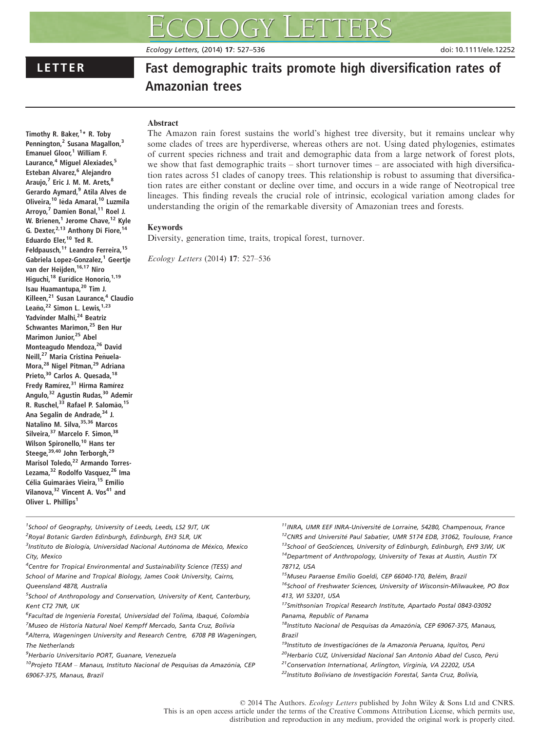LETTER

# Fast demographic traits promote high diversification rates of Amazonian trees

Timothy R. Baker,[1]* R. Toby Pennington,[2] Susana Magallon,[3] Emanuel Gloor,[1] William F. Laurance,[4] Miguel Alexiades,[5] Esteban Alvarez,[6] Alejandro Araujo,[7] Eric J. M. M. Arets,[8] Gerardo Aymard,[9] Atila Alves de Oliveira,[10] Iêda Amaral,[10] Luzmila Arroyo,[7] Damien Bonal,[11] Roel J. W. Brienen,[1] Jerome Chave,[12] Kyle G. Dexter,[2,13] Anthony Di Fiore,[14] Eduardo Eler,[10] Ted R. Feldpausch,[1†] Leandro Ferreira,[15] Gabriela Lopez-Gonzalez,[1] Geertje van der Heijden,[16,17] Niro Higuchi,[18] Eurídice Honorio,[1,19] Isau Huamantupa,[20] Tim J. Killeen,[21] Susan Laurance,[4] Claudio Leaño,[22] Simon L. Lewis,[1,23] Yadvinder Malhi,[24] Beatriz Schwantes Marimon,[25] Ben Hur Marimon Junior,[25] Abel Monteagudo Mendoza,[26] David Neill,[27] Maria Cristina Peñuela-Mora,[28] Nigel Pitman,[29] Adriana Prieto,[30] Carlos A. Quesada,[18] Fredy Ramírez,[31] Hirma Ramírez Angulo,[32] Agustin Rudas,[30] Ademir R. Ruschel,[33] Rafael P. Salomão,[15] Ana Segalin de Andrade,[34] J. Natalino M. Silva,[35,36] Marcos Silveira,[37] Marcelo F. Simon,[38] Wilson Spironello,[10] Hans ter Steege,[39,40] John Terborgh,[29] Marisol Toledo,[22] Armando Torres-Lezama,[32] Rodolfo Vasquez,[26] Ima Célia Guimarães Vieira,[15] Emilio Vilanova,[32] Vincent A. Vos[41] and Oliver L. Phillips[1]

## Abstract

The Amazon rain forest sustains the world's highest tree diversity, but it remains unclear why some clades of trees are hyperdiverse, whereas others are not. Using dated phylogenies, estimates of current species richness and trait and demographic data from a large network of forest plots, we show that fast demographic traits – short turnover times – are associated with high diversification rates across 51 clades of canopy trees. This relationship is robust to assuming that diversification rates are either constant or decline over time, and occurs in a wide range of Neotropical tree lineages. This finding reveals the crucial role of intrinsic, ecological variation among clades for understanding the origin of the remarkable diversity of Amazonian trees and forests.

## Keywords

Diversity, generation time, traits, tropical forest, turnover.

*Ecology Letters* (2014) **17**: 527–536

[1]School of Geography, University of Leeds, Leeds, LS2 9JT, UK
[2]Royal Botanic Garden Edinburgh, Edinburgh, EH3 5LR, UK
[3]Instituto de Biología, Universidad Nacional Autónoma de México, Mexico City, Mexico
[4]Centre for Tropical Environmental and Sustainability Science (TESS) and School of Marine and Tropical Biology, James Cook University, Cairns, Queensland 4878, Australia
[5]School of Anthropology and Conservation, University of Kent, Canterbury, Kent CT2 7NR, UK
[6]Facultad de Ingenieria Forestal, Universidad del Tolima, Ibaqué, Colombia
[7]Museo de Historia Natural Noel Kempff Mercado, Santa Cruz, Bolivia
[8]Alterra, Wageningen University and Research Centre, 6708 PB Wageningen, The Netherlands
[9]Herbario Universitario PORT, Guanare, Venezuela
[10]Projeto TEAM – Manaus, Instituto Nacional de Pesquisas da Amazônia, CEP 69067-375, Manaus, Brazil
[11]INRA, UMR EEF INRA-Université de Lorraine, 54280, Champenoux, France
[12]CNRS and Université Paul Sabatier, UMR 5174 EDB, 31062, Toulouse, France
[13]School of GeoSciences, University of Edinburgh, Edinburgh, EH9 3JW, UK
[14]Department of Anthropology, University of Texas at Austin, Austin TX 78712, USA
[15]Museu Paraense Emílio Goeldi, CEP 66040-170, Belém, Brazil
[16]School of Freshwater Sciences, University of Wisconsin-Milwaukee, PO Box 413, WI 53201, USA
[17]Smithsonian Tropical Research Institute, Apartado Postal 0843-03092 Panama, Republic of Panama
[18]Instituto Nacional de Pesquisas da Amazônia, CEP 69067-375, Manaus, Brazil
[19]Instituto de Investigaciónes de la Amazonía Peruana, Iquitos, Perú
[20]Herbario CUZ, Universidad Nacional San Antonio Abad del Cusco, Perú
[21]Conservation International, Arlington, Virginia, VA 22202, USA
[22]Instituto Boliviano de Investigación Forestal, Santa Cruz, Bolivia,

© 2014 The Authors. *Ecology Letters* published by John Wiley & Sons Ltd and CNRS.
This is an open access article under the terms of the Creative Commons Attribution License, which permits use, distribution and reproduction in any medium, provided the original work is properly cited.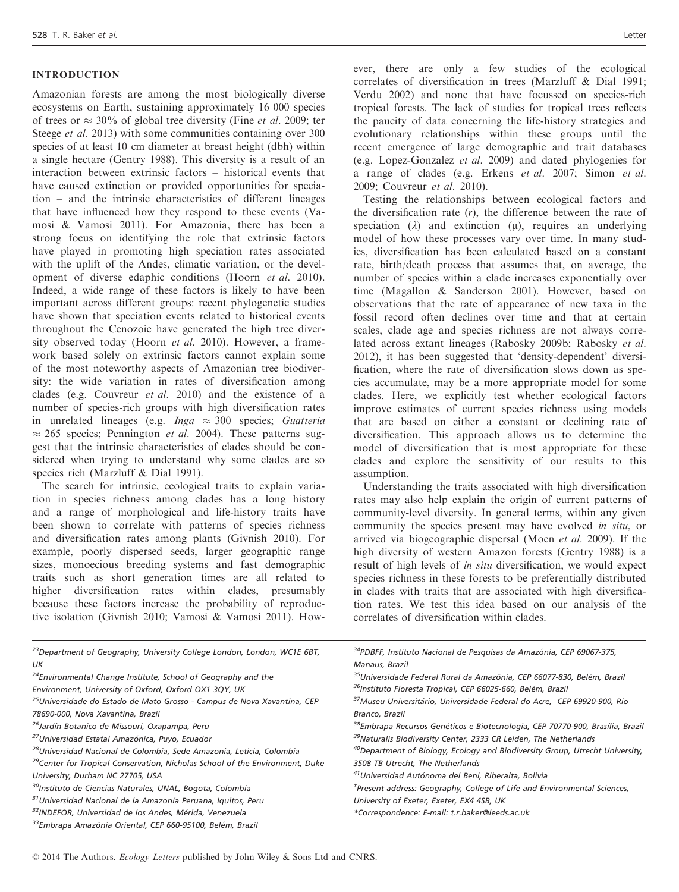## INTRODUCTION

Amazonian forests are among the most biologically diverse ecosystems on Earth, sustaining approximately 16 000 species of trees or $\approx$ 30% of global tree diversity (Fine *et al*. 2009; ter Steege *et al*. 2013) with some communities containing over 300 species of at least 10 cm diameter at breast height (dbh) within a single hectare (Gentry 1988). This diversity is a result of an interaction between extrinsic factors – historical events that have caused extinction or provided opportunities for speciation – and the intrinsic characteristics of different lineages that have influenced how they respond to these events (Vamosi & Vamosi 2011). For Amazonia, there has been a strong focus on identifying the role that extrinsic factors have played in promoting high speciation rates associated with the uplift of the Andes, climatic variation, or the development of diverse edaphic conditions (Hoorn *et al*. 2010). Indeed, a wide range of these factors is likely to have been important across different groups: recent phylogenetic studies have shown that speciation events related to historical events throughout the Cenozoic have generated the high tree diversity observed today (Hoorn *et al*. 2010). However, a framework based solely on extrinsic factors cannot explain some of the most noteworthy aspects of Amazonian tree biodiversity: the wide variation in rates of diversification among clades (e.g. Couvreur *et al*. 2010) and the existence of a number of species-rich groups with high diversification rates in unrelated lineages (e.g. *Inga* $\approx$ 300 species; *Guatteria* $\approx$ 265 species; Pennington *et al*. 2004). These patterns suggest that the intrinsic characteristics of clades should be considered when trying to understand why some clades are so species rich (Marzluff & Dial 1991).

The search for intrinsic, ecological traits to explain variation in species richness among clades has a long history and a range of morphological and life-history traits have been shown to correlate with patterns of species richness and diversification rates among plants (Givnish 2010). For example, poorly dispersed seeds, larger geographic range sizes, monoecious breeding systems and fast demographic traits such as short generation times are all related to higher diversification rates within clades, presumably because these factors increase the probability of reproductive isolation (Givnish 2010; Vamosi & Vamosi 2011). However, there are only a few studies of the ecological correlates of diversification in trees (Marzluff & Dial 1991; Verdu 2002) and none that have focussed on species-rich tropical forests. The lack of studies for tropical trees reflects the paucity of data concerning the life-history strategies and evolutionary relationships within these groups until the recent emergence of large demographic and trait databases (e.g. Lopez-Gonzalez *et al*. 2009) and dated phylogenies for a range of clades (e.g. Erkens *et al*. 2007; Simon *et al*. 2009; Couvreur *et al*. 2010).

Testing the relationships between ecological factors and the diversification rate ($r$), the difference between the rate of speciation ($\lambda$) and extinction ($\mu$), requires an underlying model of how these processes vary over time. In many studies, diversification has been calculated based on a constant rate, birth/death process that assumes that, on average, the number of species within a clade increases exponentially over time (Magallon & Sanderson 2001). However, based on observations that the rate of appearance of new taxa in the fossil record often declines over time and that at certain scales, clade age and species richness are not always correlated across extant lineages (Rabosky 2009b; Rabosky *et al*. 2012), it has been suggested that 'density-dependent' diversification, where the rate of diversification slows down as species accumulate, may be a more appropriate model for some clades. Here, we explicitly test whether ecological factors improve estimates of current species richness using models that are based on either a constant or declining rate of diversification. This approach allows us to determine the model of diversification that is most appropriate for these clades and explore the sensitivity of our results to this assumption.

Understanding the traits associated with high diversification rates may also help explain the origin of current patterns of community-level diversity. In general terms, within any given community the species present may have evolved *in situ*, or arrived via biogeographic dispersal (Moen *et al*. 2009). If the high diversity of western Amazon forests (Gentry 1988) is a result of high levels of *in situ* diversification, we would expect species richness in these forests to be preferentially distributed in clades with traits that are associated with high diversification rates. We test this idea based on our analysis of the correlates of diversification within clades.

---

[23]Department of Geography, University College London, London, WC1E 6BT, UK
[24]Environmental Change Institute, School of Geography and the Environment, University of Oxford, Oxford OX1 3QY, UK
[25]Universidade do Estado de Mato Grosso - Campus de Nova Xavantina, CEP 78690-000, Nova Xavantina, Brazil
[26]Jardín Botanico de Missouri, Oxapampa, Peru
[27]Universidad Estatal Amazónica, Puyo, Ecuador
[28]Universidad Nacional de Colombia, Sede Amazonia, Leticia, Colombia
[29]Center for Tropical Conservation, Nicholas School of the Environment, Duke University, Durham NC 27705, USA
[30]Instituto de Ciencias Naturales, UNAL, Bogota, Colombia
[31]Universidad Nacional de la Amazonía Peruana, Iquitos, Peru
[32]INDEFOR, Universidad de los Andes, Mérida, Venezuela
[33]Embrapa Amazônia Oriental, CEP 660-95100, Belém, Brazil
[34]PDBFF, Instituto Nacional de Pesquisas da Amazônia, CEP 69067-375, Manaus, Brazil
[35]Universidade Federal Rural da Amazônia, CEP 66077-830, Belém, Brazil
[36]Instituto Floresta Tropical, CEP 66025-660, Belém, Brazil
[37]Museu Universitário, Universidade Federal do Acre, CEP 69920-900, Rio Branco, Brazil
[38]Embrapa Recursos Genéticos e Biotecnologia, CEP 70770-900, Brasília, Brazil
[39]Naturalis Biodiversity Center, 2333 CR Leiden, The Netherlands
[40]Department of Biology, Ecology and Biodiversity Group, Utrecht University, 3508 TB Utrecht, The Netherlands
[41]Universidad Autónoma del Beni, Riberalta, Bolivia
[†]Present address: Geography, College of Life and Environmental Sciences, University of Exeter, Exeter, EX4 4SB, UK
*Correspondence: E-mail: t.r.baker@leeds.ac.uk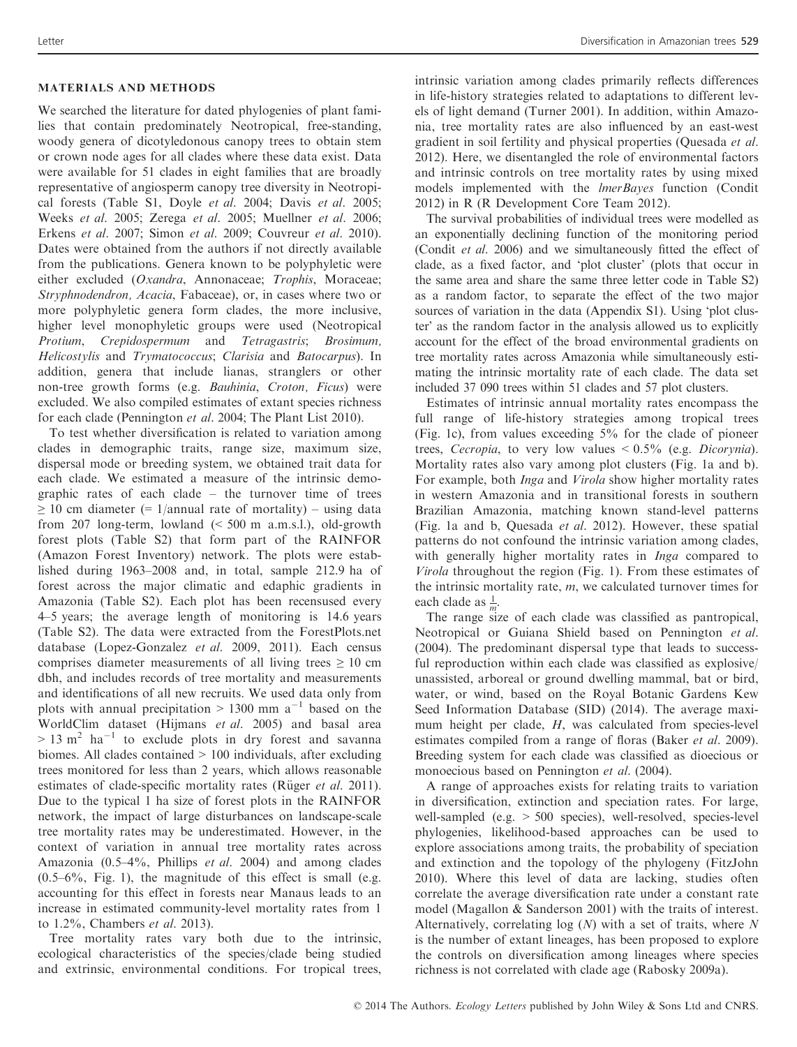## MATERIALS AND METHODS

We searched the literature for dated phylogenies of plant families that contain predominately Neotropical, free-standing, woody genera of dicotyledonous canopy trees to obtain stem or crown node ages for all clades where these data exist. Data were available for 51 clades in eight families that are broadly representative of angiosperm canopy tree diversity in Neotropical forests (Table S1, Doyle *et al.* 2004; Davis *et al.* 2005; Weeks *et al.* 2005; Zerega *et al.* 2005; Muellner *et al.* 2006; Erkens *et al.* 2007; Simon *et al.* 2009; Couvreur *et al.* 2010). Dates were obtained from the authors if not directly available from the publications. Genera known to be polyphyletic were either excluded (*Oxandra*, Annonaceae; *Trophis*, Moraceae; *Stryphnodendron, Acacia*, Fabaceae), or, in cases where two or more polyphyletic genera form clades, the more inclusive, higher level monophyletic groups were used (Neotropical *Protium*, *Crepidospermum* and *Tetragastris*; *Brosimum, Helicostylis* and *Trymatococcus*; *Clarisia* and *Batocarpus*). In addition, genera that include lianas, stranglers or other non-tree growth forms (e.g. *Bauhinia*, *Croton, Ficus*) were excluded. We also compiled estimates of extant species richness for each clade (Pennington *et al.* 2004; The Plant List 2010).

To test whether diversification is related to variation among clades in demographic traits, range size, maximum size, dispersal mode or breeding system, we obtained trait data for each clade. We estimated a measure of the intrinsic demographic rates of each clade – the turnover time of trees $\geq$ 10 cm diameter (= 1/annual rate of mortality) – using data from 207 long-term, lowland (< 500 m a.m.s.l.), old-growth forest plots (Table S2) that form part of the RAINFOR (Amazon Forest Inventory) network. The plots were established during 1963–2008 and, in total, sample 212.9 ha of forest across the major climatic and edaphic gradients in Amazonia (Table S2). Each plot has been recensused every 4–5 years; the average length of monitoring is 14.6 years (Table S2). The data were extracted from the ForestPlots.net database (Lopez-Gonzalez *et al.* 2009, 2011). Each census comprises diameter measurements of all living trees $\geq$ 10 cm dbh, and includes records of tree mortality and measurements and identifications of all new recruits. We used data only from plots with annual precipitation > 1300 mm $a^{-1}$ based on the WorldClim dataset (Hijmans *et al.* 2005) and basal area > 13 $m^2$ $ha^{-1}$ to exclude plots in dry forest and savanna biomes. All clades contained > 100 individuals, after excluding trees monitored for less than 2 years, which allows reasonable estimates of clade-specific mortality rates (Rüger *et al.* 2011). Due to the typical 1 ha size of forest plots in the RAINFOR network, the impact of large disturbances on landscape-scale tree mortality rates may be underestimated. However, in the context of variation in annual tree mortality rates across Amazonia (0.5–4%, Phillips *et al.* 2004) and among clades (0.5–6%, Fig. 1), the magnitude of this effect is small (e.g. accounting for this effect in forests near Manaus leads to an increase in estimated community-level mortality rates from 1 to 1.2%, Chambers *et al.* 2013).

Tree mortality rates vary both due to the intrinsic, ecological characteristics of the species/clade being studied and extrinsic, environmental conditions. For tropical trees, intrinsic variation among clades primarily reflects differences in life-history strategies related to adaptations to different levels of light demand (Turner 2001). In addition, within Amazonia, tree mortality rates are also influenced by an east-west gradient in soil fertility and physical properties (Quesada *et al.* 2012). Here, we disentangled the role of environmental factors and intrinsic controls on tree mortality rates by using mixed models implemented with the *lmerBayes* function (Condit 2012) in R (R Development Core Team 2012).

The survival probabilities of individual trees were modelled as an exponentially declining function of the monitoring period (Condit *et al.* 2006) and we simultaneously fitted the effect of clade, as a fixed factor, and 'plot cluster' (plots that occur in the same area and share the same three letter code in Table S2) as a random factor, to separate the effect of the two major sources of variation in the data (Appendix S1). Using 'plot cluster' as the random factor in the analysis allowed us to explicitly account for the effect of the broad environmental gradients on tree mortality rates across Amazonia while simultaneously estimating the intrinsic mortality rate of each clade. The data set included 37 090 trees within 51 clades and 57 plot clusters.

Estimates of intrinsic annual mortality rates encompass the full range of life-history strategies among tropical trees (Fig. 1c), from values exceeding 5% for the clade of pioneer trees, *Cecropia*, to very low values < 0.5% (e.g. *Dicorynia*). Mortality rates also vary among plot clusters (Fig. 1a and b). For example, both *Inga* and *Virola* show higher mortality rates in western Amazonia and in transitional forests in southern Brazilian Amazonia, matching known stand-level patterns (Fig. 1a and b, Quesada *et al.* 2012). However, these spatial patterns do not confound the intrinsic variation among clades, with generally higher mortality rates in *Inga* compared to *Virola* throughout the region (Fig. 1). From these estimates of the intrinsic mortality rate, $m$, we calculated turnover times for each clade as $\frac{1}{m}$.

The range size of each clade was classified as pantropical, Neotropical or Guiana Shield based on Pennington *et al.* (2004). The predominant dispersal type that leads to successful reproduction within each clade was classified as explosive/unassisted, arboreal or ground dwelling mammal, bat or bird, water, or wind, based on the Royal Botanic Gardens Kew Seed Information Database (SID) (2014). The average maximum height per clade, $H$, was calculated from species-level estimates compiled from a range of floras (Baker *et al.* 2009). Breeding system for each clade was classified as dioecious or monoecious based on Pennington *et al.* (2004).

A range of approaches exists for relating traits to variation in diversification, extinction and speciation rates. For large, well-sampled (e.g. > 500 species), well-resolved, species-level phylogenies, likelihood-based approaches can be used to explore associations among traits, the probability of speciation and extinction and the topology of the phylogeny (FitzJohn 2010). Where this level of data are lacking, studies often correlate the average diversification rate under a constant rate model (Magallon & Sanderson 2001) with the traits of interest. Alternatively, correlating log ($N$) with a set of traits, where $N$ is the number of extant lineages, has been proposed to explore the controls on diversification among lineages where species richness is not correlated with clade age (Rabosky 2009a).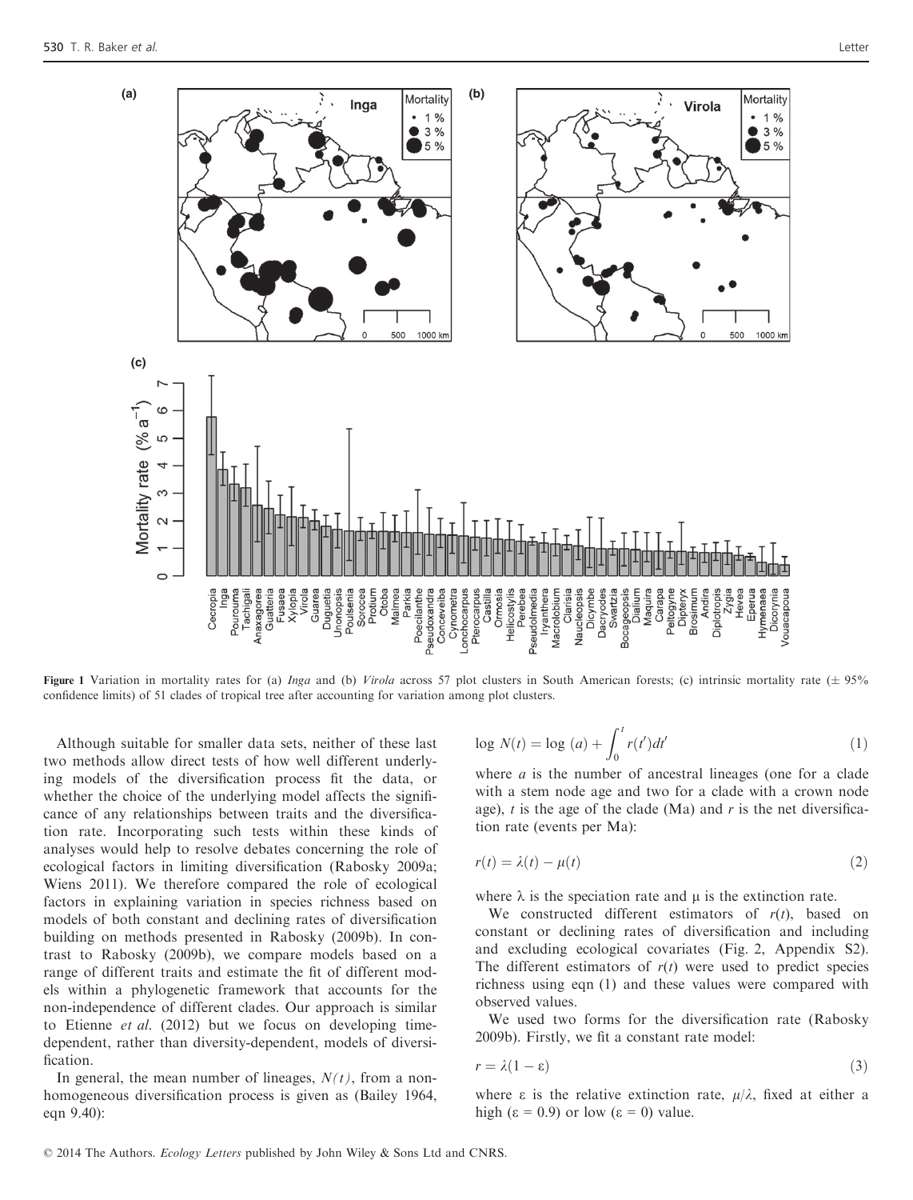Figure 1 Variation in mortality rates for (a) *Inga* and (b) *Virola* across 57 plot clusters in South American forests; (c) intrinsic mortality rate (± 95% confidence limits) of 51 clades of tropical tree after accounting for variation among plot clusters.

Although suitable for smaller data sets, neither of these last two methods allow direct tests of how well different underlying models of the diversification process fit the data, or whether the choice of the underlying model affects the significance of any relationships between traits and the diversification rate. Incorporating such tests within these kinds of analyses would help to resolve debates concerning the role of ecological factors in limiting diversification (Rabosky 2009a; Wiens 2011). We therefore compared the role of ecological factors in explaining variation in species richness based on models of both constant and declining rates of diversification building on methods presented in Rabosky (2009b). In contrast to Rabosky (2009b), we compare models based on a range of different traits and estimate the fit of different models within a phylogenetic framework that accounts for the non-independence of different clades. Our approach is similar to Etienne *et al.* (2012) but we focus on developing time-dependent, rather than diversity-dependent, models of diversification.

In general, the mean number of lineages, $N(t)$, from a non-homogeneous diversification process is given as (Bailey 1964, eqn 9.40):

$$\log N(t) = \log (a) + \int_0^t r(t')dt' \tag{1}$$

where $a$ is the number of ancestral lineages (one for a clade with a stem node age and two for a clade with a crown node age), $t$ is the age of the clade (Ma) and $r$ is the net diversification rate (events per Ma):

$$r(t) = \lambda(t) - \mu(t) \tag{2}$$

where $\lambda$ is the speciation rate and $\mu$ is the extinction rate.

We constructed different estimators of $r(t)$, based on constant or declining rates of diversification and including and excluding ecological covariates (Fig. 2, Appendix S2). The different estimators of $r(t)$ were used to predict species richness using eqn (1) and these values were compared with observed values.

We used two forms for the diversification rate (Rabosky 2009b). Firstly, we fit a constant rate model:

$$r = \lambda(1 - \varepsilon) \tag{3}$$

where $\varepsilon$ is the relative extinction rate, $\mu/\lambda$, fixed at either a high ($\varepsilon = 0.9$) or low ($\varepsilon = 0$) value.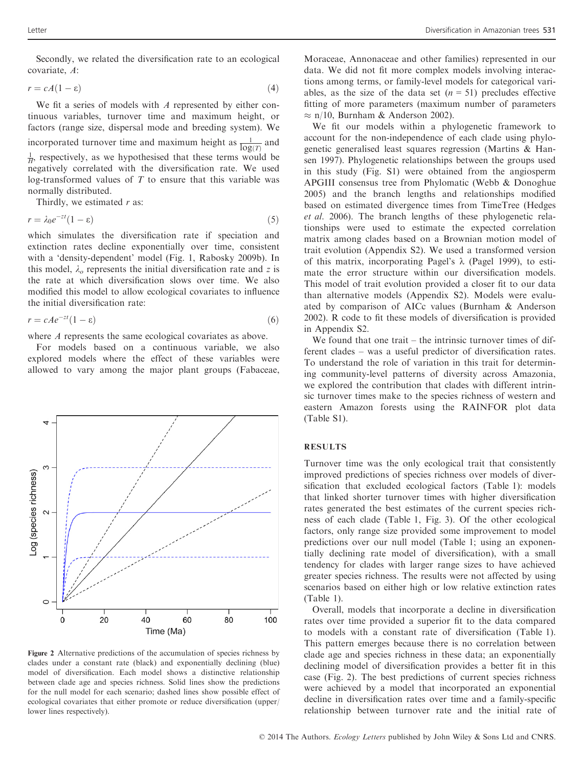Secondly, we related the diversification rate to an ecological covariate, $A$:

$$r = cA(1 - \varepsilon) \tag{4}$$

We fit a series of models with $A$ represented by either continuous variables, turnover time and maximum height, or factors (range size, dispersal mode and breeding system). We incorporated turnover time and maximum height as $\frac{1}{\log(T)}$ and $\frac{1}{H}$, respectively, as we hypothesised that these terms would be negatively correlated with the diversification rate. We used log-transformed values of $T$ to ensure that this variable was normally distributed.

Thirdly, we estimated $r$ as:

$$r = \lambda_0 e^{-zt}(1 - \varepsilon) \tag{5}$$

which simulates the diversification rate if speciation and extinction rates decline exponentially over time, consistent with a 'density-dependent' model (Fig. 1, Rabosky 2009b). In this model, $\lambda_o$ represents the initial diversification rate and $z$ is the rate at which diversification slows over time. We also modified this model to allow ecological covariates to influence the initial diversification rate:

$$r = cAe^{-zt}(1 - \varepsilon) \tag{6}$$

where $A$ represents the same ecological covariates as above.

For models based on a continuous variable, we also explored models where the effect of these variables were allowed to vary among the major plant groups (Fabaceae, Moraceae, Annonaceae and other families) represented in our data. We did not fit more complex models involving interactions among terms, or family-level models for categorical variables, as the size of the data set ($n = 51$) precludes effective fitting of more parameters (maximum number of parameters $\approx$ n/10, Burnham & Anderson 2002).

We fit our models within a phylogenetic framework to account for the non-independence of each clade using phylogenetic generalised least squares regression (Martins & Hansen 1997). Phylogenetic relationships between the groups used in this study (Fig. S1) were obtained from the angiosperm APGIII consensus tree from Phylomatic (Webb & Donoghue 2005) and the branch lengths and relationships modified based on estimated divergence times from TimeTree (Hedges *et al.* 2006). The branch lengths of these phylogenetic relationships were used to estimate the expected correlation matrix among clades based on a Brownian motion model of trait evolution (Appendix S2). We used a transformed version of this matrix, incorporating Pagel's $\lambda$ (Pagel 1999), to estimate the error structure within our diversification models. This model of trait evolution provided a closer fit to our data than alternative models (Appendix S2). Models were evaluated by comparison of AICc values (Burnham & Anderson 2002). R code to fit these models of diversification is provided in Appendix S2.

We found that one trait – the intrinsic turnover times of different clades – was a useful predictor of diversification rates. To understand the role of variation in this trait for determining community-level patterns of diversity across Amazonia, we explored the contribution that clades with different intrinsic turnover times make to the species richness of western and eastern Amazon forests using the RAINFOR plot data (Table S1).

Figure 2 Alternative predictions of the accumulation of species richness by clades under a constant rate (black) and exponentially declining (blue) model of diversification. Each model shows a distinctive relationship between clade age and species richness. Solid lines show the predictions for the null model for each scenario; dashed lines show possible effect of ecological covariates that either promote or reduce diversification (upper/lower lines respectively).

## RESULTS

Turnover time was the only ecological trait that consistently improved predictions of species richness over models of diversification that excluded ecological factors (Table 1): models that linked shorter turnover times with higher diversification rates generated the best estimates of the current species richness of each clade (Table 1, Fig. 3). Of the other ecological factors, only range size provided some improvement to model predictions over our null model (Table 1; using an exponentially declining rate model of diversification), with a small tendency for clades with larger range sizes to have achieved greater species richness. The results were not affected by using scenarios based on either high or low relative extinction rates (Table 1).

Overall, models that incorporate a decline in diversification rates over time provided a superior fit to the data compared to models with a constant rate of diversification (Table 1). This pattern emerges because there is no correlation between clade age and species richness in these data; an exponentially declining model of diversification provides a better fit in this case (Fig. 2). The best predictions of current species richness were achieved by a model that incorporated an exponential decline in diversification rates over time and a family-specific relationship between turnover rate and the initial rate of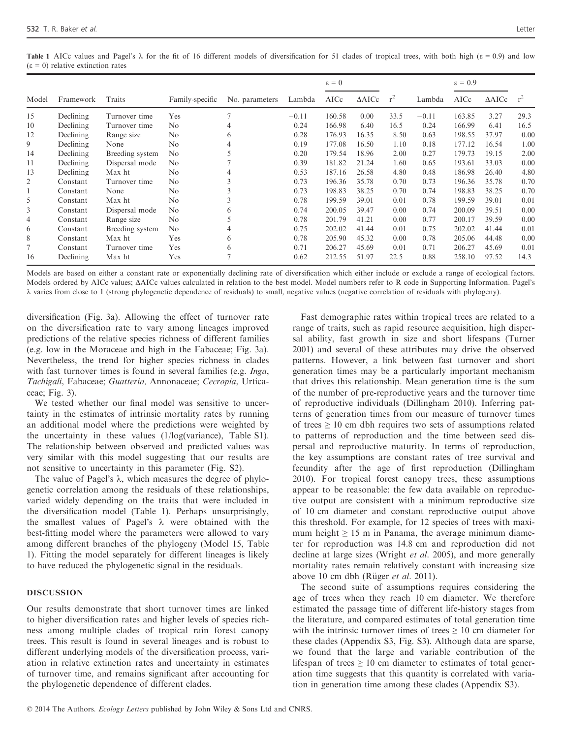**Table 1** AICc values and Pagel's λ for the fit of 16 different models of diversification for 51 clades of tropical trees, with both high (ε = 0.9) and low (ε = 0) relative extinction rates

| Model | Framework | Traits | Family-specific | No. parameters | ε = 0 | | | | ε = 0.9 | | | |
|---|---|---|---|---|---|---|---|---|---|---|---|---|
| | | | | | Lambda | AICc | ΔAICc | $r^2$ | Lambda | AICc | ΔAICc | $r^2$ |
| 15 | Declining | Turnover time | Yes | 7 | −0.11 | 160.58 | 0.00 | 33.5 | −0.11 | 163.85 | 3.27 | 29.3 |
| 10 | Declining | Turnover time | No | 4 | 0.24 | 166.98 | 6.40 | 16.5 | 0.24 | 166.99 | 6.41 | 16.5 |
| 12 | Declining | Range size | No | 6 | 0.28 | 176.93 | 16.35 | 8.50 | 0.63 | 198.55 | 37.97 | 0.00 |
| 9 | Declining | None | No | 4 | 0.19 | 177.08 | 16.50 | 1.10 | 0.18 | 177.12 | 16.54 | 1.00 |
| 14 | Declining | Breeding system | No | 5 | 0.20 | 179.54 | 18.96 | 2.00 | 0.27 | 179.73 | 19.15 | 2.00 |
| 11 | Declining | Dispersal mode | No | 7 | 0.39 | 181.82 | 21.24 | 1.60 | 0.65 | 193.61 | 33.03 | 0.00 |
| 13 | Declining | Max ht | No | 4 | 0.53 | 187.16 | 26.58 | 4.80 | 0.48 | 186.98 | 26.40 | 4.80 |
| 2 | Constant | Turnover time | No | 3 | 0.73 | 196.36 | 35.78 | 0.70 | 0.73 | 196.36 | 35.78 | 0.70 |
| 1 | Constant | None | No | 3 | 0.73 | 198.83 | 38.25 | 0.70 | 0.74 | 198.83 | 38.25 | 0.70 |
| 5 | Constant | Max ht | No | 3 | 0.78 | 199.59 | 39.01 | 0.01 | 0.78 | 199.59 | 39.01 | 0.01 |
| 3 | Constant | Dispersal mode | No | 6 | 0.74 | 200.05 | 39.47 | 0.00 | 0.74 | 200.09 | 39.51 | 0.00 |
| 4 | Constant | Range size | No | 5 | 0.78 | 201.79 | 41.21 | 0.00 | 0.77 | 200.17 | 39.59 | 0.00 |
| 6 | Constant | Breeding system | No | 4 | 0.75 | 202.02 | 41.44 | 0.01 | 0.75 | 202.02 | 41.44 | 0.01 |
| 8 | Constant | Max ht | Yes | 6 | 0.78 | 205.90 | 45.32 | 0.00 | 0.78 | 205.06 | 44.48 | 0.00 |
| 7 | Constant | Turnover time | Yes | 6 | 0.71 | 206.27 | 45.69 | 0.01 | 0.71 | 206.27 | 45.69 | 0.01 |
| 16 | Declining | Max ht | Yes | 7 | 0.62 | 212.55 | 51.97 | 22.5 | 0.88 | 258.10 | 97.52 | 14.3 |

Models are based on either a constant rate or exponentially declining rate of diversification which either include or exclude a range of ecological factors. Models ordered by AICc values; ΔAICc values calculated in relation to the best model. Model numbers refer to R code in Supporting Information. Pagel's λ varies from close to 1 (strong phylogenetic dependence of residuals) to small, negative values (negative correlation of residuals with phylogeny).

diversification (Fig. 3a). Allowing the effect of turnover rate on the diversification rate to vary among lineages improved predictions of the relative species richness of different families (e.g. low in the Moraceae and high in the Fabaceae; Fig. 3a). Nevertheless, the trend for higher species richness in clades with fast turnover times is found in several families (e.g. *Inga*, *Tachigali*, Fabaceae; *Guatteria,* Annonaceae; *Cecropia*, Urticaceae; Fig. 3).

We tested whether our final model was sensitive to uncertainty in the estimates of intrinsic mortality rates by running an additional model where the predictions were weighted by the uncertainty in these values (1/log(variance), Table S1). The relationship between observed and predicted values was very similar with this model suggesting that our results are not sensitive to uncertainty in this parameter (Fig. S2).

The value of Pagel's λ, which measures the degree of phylogenetic correlation among the residuals of these relationships, varied widely depending on the traits that were included in the diversification model (Table 1). Perhaps unsurprisingly, the smallest values of Pagel's λ were obtained with the best-fitting model where the parameters were allowed to vary among different branches of the phylogeny (Model 15, Table 1). Fitting the model separately for different lineages is likely to have reduced the phylogenetic signal in the residuals.

## DISCUSSION

Our results demonstrate that short turnover times are linked to higher diversification rates and higher levels of species richness among multiple clades of tropical rain forest canopy trees. This result is found in several lineages and is robust to different underlying models of the diversification process, variation in relative extinction rates and uncertainty in estimates of turnover time, and remains significant after accounting for the phylogenetic dependence of different clades.

Fast demographic rates within tropical trees are related to a range of traits, such as rapid resource acquisition, high dispersal ability, fast growth in size and short lifespans (Turner 2001) and several of these attributes may drive the observed patterns. However, a link between fast turnover and short generation times may be a particularly important mechanism that drives this relationship. Mean generation time is the sum of the number of pre-reproductive years and the turnover time of reproductive individuals (Dillingham 2010). Inferring patterns of generation times from our measure of turnover times of trees ≥ 10 cm dbh requires two sets of assumptions related to patterns of reproduction and the time between seed dispersal and reproductive maturity. In terms of reproduction, the key assumptions are constant rates of tree survival and fecundity after the age of first reproduction (Dillingham 2010). For tropical forest canopy trees, these assumptions appear to be reasonable: the few data available on reproductive output are consistent with a minimum reproductive size of 10 cm diameter and constant reproductive output above this threshold. For example, for 12 species of trees with maximum height ≥ 15 m in Panama, the average minimum diameter for reproduction was 14.8 cm and reproduction did not decline at large sizes (Wright *et al*. 2005), and more generally mortality rates remain relatively constant with increasing size above 10 cm dbh (Rüger *et al*. 2011).

The second suite of assumptions requires considering the age of trees when they reach 10 cm diameter. We therefore estimated the passage time of different life-history stages from the literature, and compared estimates of total generation time with the intrinsic turnover times of trees ≥ 10 cm diameter for these clades (Appendix S3, Fig. S3). Although data are sparse, we found that the large and variable contribution of the lifespan of trees ≥ 10 cm diameter to estimates of total generation time suggests that this quantity is correlated with variation in generation time among these clades (Appendix S3).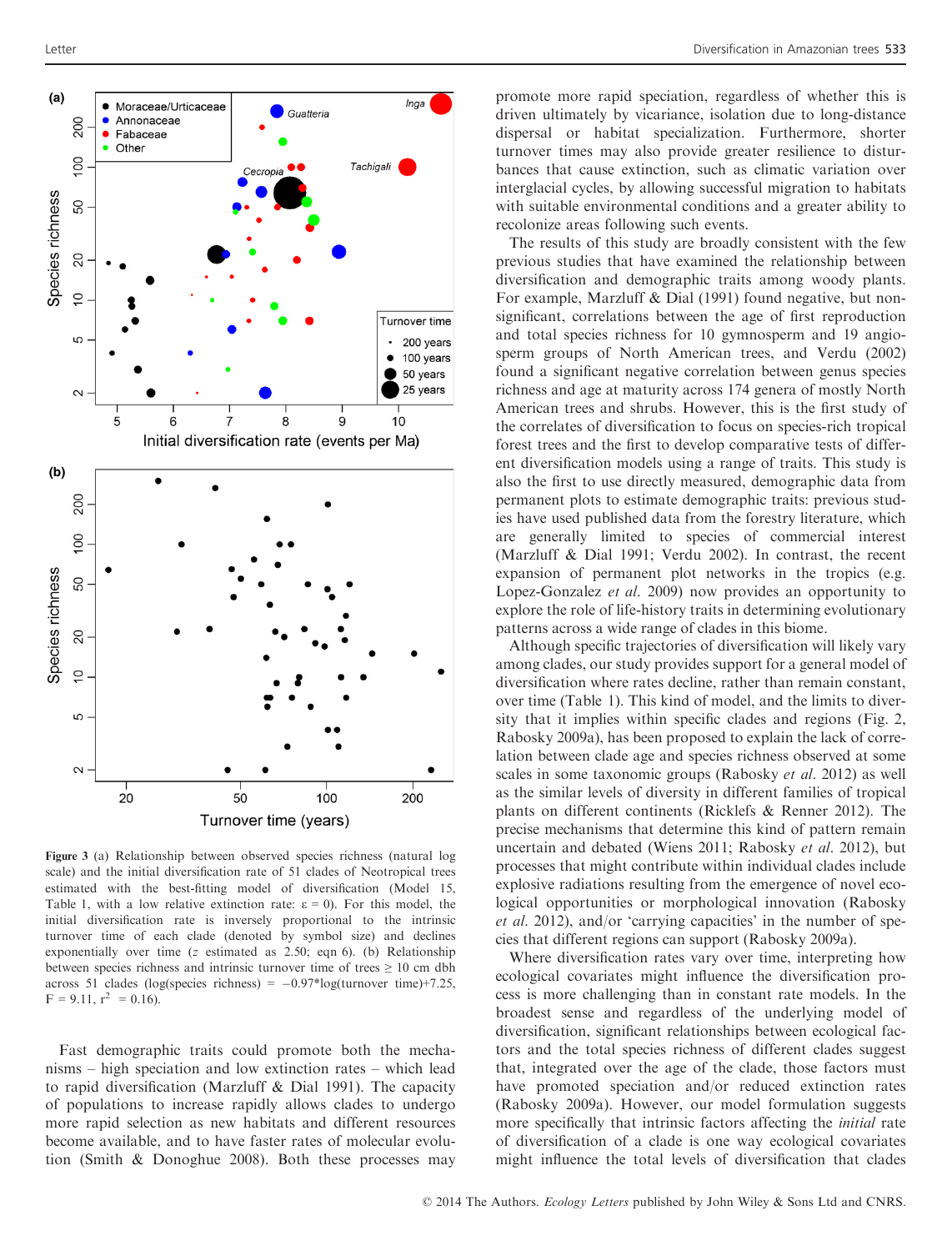Figure 3 (a) Relationship between observed species richness (natural log scale) and the initial diversification rate of 51 clades of Neotropical trees estimated with the best-fitting model of diversification (Model 15, Table 1, with a low relative extinction rate: $\varepsilon = 0$). For this model, the initial diversification rate is inversely proportional to the intrinsic turnover time of each clade (denoted by symbol size) and declines exponentially over time ($z$ estimated as 2.50; eqn 6). (b) Relationship between species richness and intrinsic turnover time of trees ≥ 10 cm dbh across 51 clades (log(species richness) = −0.97*log(turnover time)+7.25, $F = 9.11$, $r^2 = 0.16$).

Fast demographic traits could promote both the mechanisms – high speciation and low extinction rates – which lead to rapid diversification (Marzluff & Dial 1991). The capacity of populations to increase rapidly allows clades to undergo more rapid selection as new habitats and different resources become available, and to have faster rates of molecular evolution (Smith & Donoghue 2008). Both these processes may promote more rapid speciation, regardless of whether this is driven ultimately by vicariance, isolation due to long-distance dispersal or habitat specialization. Furthermore, shorter turnover times may also provide greater resilience to disturbances that cause extinction, such as climatic variation over interglacial cycles, by allowing successful migration to habitats with suitable environmental conditions and a greater ability to recolonize areas following such events.

The results of this study are broadly consistent with the few previous studies that have examined the relationship between diversification and demographic traits among woody plants. For example, Marzluff & Dial (1991) found negative, but non-significant, correlations between the age of first reproduction and total species richness for 10 gymnosperm and 19 angiosperm groups of North American trees, and Verdu (2002) found a significant negative correlation between genus species richness and age at maturity across 174 genera of mostly North American trees and shrubs. However, this is the first study of the correlates of diversification to focus on species-rich tropical forest trees and the first to develop comparative tests of different diversification models using a range of traits. This study is also the first to use directly measured, demographic data from permanent plots to estimate demographic traits: previous studies have used published data from the forestry literature, which are generally limited to species of commercial interest (Marzluff & Dial 1991; Verdu 2002). In contrast, the recent expansion of permanent plot networks in the tropics (e.g. Lopez-Gonzalez *et al.* 2009) now provides an opportunity to explore the role of life-history traits in determining evolutionary patterns across a wide range of clades in this biome.

Although specific trajectories of diversification will likely vary among clades, our study provides support for a general model of diversification where rates decline, rather than remain constant, over time (Table 1). This kind of model, and the limits to diversity that it implies within specific clades and regions (Fig. 2, Rabosky 2009a), has been proposed to explain the lack of correlation between clade age and species richness observed at some scales in some taxonomic groups (Rabosky *et al.* 2012) as well as the similar levels of diversity in different families of tropical plants on different continents (Ricklefs & Renner 2012). The precise mechanisms that determine this kind of pattern remain uncertain and debated (Wiens 2011; Rabosky *et al.* 2012), but processes that might contribute within individual clades include explosive radiations resulting from the emergence of novel ecological opportunities or morphological innovation (Rabosky *et al.* 2012), and/or 'carrying capacities' in the number of species that different regions can support (Rabosky 2009a).

Where diversification rates vary over time, interpreting how ecological covariates might influence the diversification process is more challenging than in constant rate models. In the broadest sense and regardless of the underlying model of diversification, significant relationships between ecological factors and the total species richness of different clades suggest that, integrated over the age of the clade, those factors must have promoted speciation and/or reduced extinction rates (Rabosky 2009a). However, our model formulation suggests more specifically that intrinsic factors affecting the *initial* rate of diversification of a clade is one way ecological covariates might influence the total levels of diversification that clades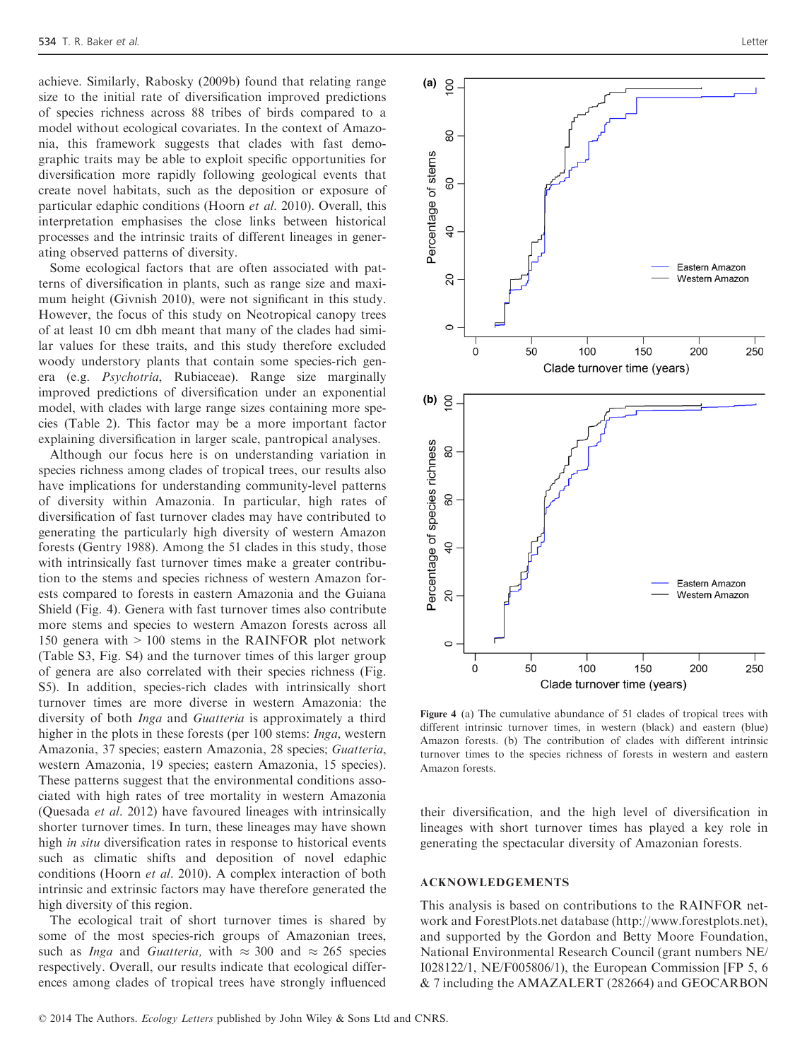achieve. Similarly, Rabosky (2009b) found that relating range size to the initial rate of diversification improved predictions of species richness across 88 tribes of birds compared to a model without ecological covariates. In the context of Amazonia, this framework suggests that clades with fast demographic traits may be able to exploit specific opportunities for diversification more rapidly following geological events that create novel habitats, such as the deposition or exposure of particular edaphic conditions (Hoorn *et al.* 2010). Overall, this interpretation emphasises the close links between historical processes and the intrinsic traits of different lineages in generating observed patterns of diversity.

Some ecological factors that are often associated with patterns of diversification in plants, such as range size and maximum height (Givnish 2010), were not significant in this study. However, the focus of this study on Neotropical canopy trees of at least 10 cm dbh meant that many of the clades had similar values for these traits, and this study therefore excluded woody understory plants that contain some species-rich genera (e.g. *Psychotria*, Rubiaceae). Range size marginally improved predictions of diversification under an exponential model, with clades with large range sizes containing more species (Table 2). This factor may be a more important factor explaining diversification in larger scale, pantropical analyses.

Although our focus here is on understanding variation in species richness among clades of tropical trees, our results also have implications for understanding community-level patterns of diversity within Amazonia. In particular, high rates of diversification of fast turnover clades may have contributed to generating the particularly high diversity of western Amazon forests (Gentry 1988). Among the 51 clades in this study, those with intrinsically fast turnover times make a greater contribution to the stems and species richness of western Amazon forests compared to forests in eastern Amazonia and the Guiana Shield (Fig. 4). Genera with fast turnover times also contribute more stems and species to western Amazon forests across all 150 genera with > 100 stems in the RAINFOR plot network (Table S3, Fig. S4) and the turnover times of this larger group of genera are also correlated with their species richness (Fig. S5). In addition, species-rich clades with intrinsically short turnover times are more diverse in western Amazonia: the diversity of both *Inga* and *Guatteria* is approximately a third higher in the plots in these forests (per 100 stems: *Inga*, western Amazonia, 37 species; eastern Amazonia, 28 species; *Guatteria*, western Amazonia, 19 species; eastern Amazonia, 15 species). These patterns suggest that the environmental conditions associated with high rates of tree mortality in western Amazonia (Quesada *et al.* 2012) have favoured lineages with intrinsically shorter turnover times. In turn, these lineages may have shown high *in situ* diversification rates in response to historical events such as climatic shifts and deposition of novel edaphic conditions (Hoorn *et al.* 2010). A complex interaction of both intrinsic and extrinsic factors may have therefore generated the high diversity of this region.

The ecological trait of short turnover times is shared by some of the most species-rich groups of Amazonian trees, such as *Inga* and *Guatteria,* with ≈ 300 and ≈ 265 species respectively. Overall, our results indicate that ecological differences among clades of tropical trees have strongly influenced their diversification, and the high level of diversification in lineages with short turnover times has played a key role in generating the spectacular diversity of Amazonian forests.

**Figure 4** (a) The cumulative abundance of 51 clades of tropical trees with different intrinsic turnover times, in western (black) and eastern (blue) Amazon forests. (b) The contribution of clades with different intrinsic turnover times to the species richness of forests in western and eastern Amazon forests.

## ACKNOWLEDGEMENTS

This analysis is based on contributions to the RAINFOR network and ForestPlots.net database (http://www.forestplots.net), and supported by the Gordon and Betty Moore Foundation, National Environmental Research Council (grant numbers NE/I028122/1, NE/F005806/1), the European Commission [FP 5, 6 & 7 including the AMAZALERT (282664) and GEOCARBON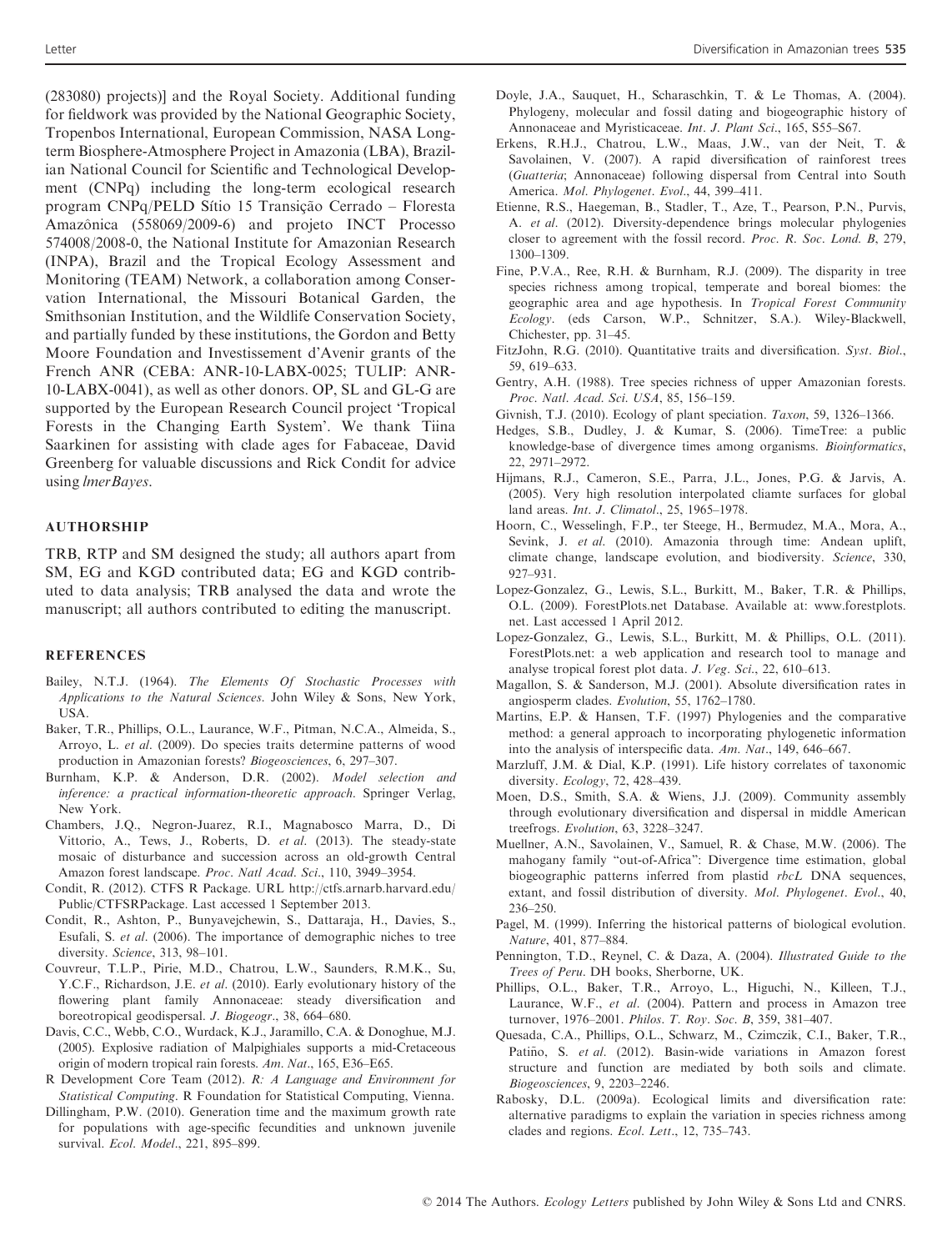(283080) projects)] and the Royal Society. Additional funding for fieldwork was provided by the National Geographic Society, Tropenbos International, European Commission, NASA Long-term Biosphere-Atmosphere Project in Amazonia (LBA), Brazilian National Council for Scientific and Technological Development (CNPq) including the long-term ecological research program CNPq/PELD Sítio 15 Transição Cerrado – Floresta Amazônica (558069/2009-6) and projeto INCT Processo 574008/2008-0, the National Institute for Amazonian Research (INPA), Brazil and the Tropical Ecology Assessment and Monitoring (TEAM) Network, a collaboration among Conservation International, the Missouri Botanical Garden, the Smithsonian Institution, and the Wildlife Conservation Society, and partially funded by these institutions, the Gordon and Betty Moore Foundation and Investissement d'Avenir grants of the French ANR (CEBA: ANR-10-LABX-0025; TULIP: ANR-10-LABX-0041), as well as other donors. OP, SL and GL-G are supported by the European Research Council project 'Tropical Forests in the Changing Earth System'. We thank Tiina Saarkinen for assisting with clade ages for Fabaceae, David Greenberg for valuable discussions and Rick Condit for advice using *lmerBayes*.

## AUTHORSHIP

TRB, RTP and SM designed the study; all authors apart from SM, EG and KGD contributed data; EG and KGD contributed to data analysis; TRB analysed the data and wrote the manuscript; all authors contributed to editing the manuscript.

## REFERENCES

Bailey, N.T.J. (1964). *The Elements Of Stochastic Processes with Applications to the Natural Sciences*. John Wiley & Sons, New York, USA.

Baker, T.R., Phillips, O.L., Laurance, W.F., Pitman, N.C.A., Almeida, S., Arroyo, L. *et al*. (2009). Do species traits determine patterns of wood production in Amazonian forests? *Biogeosciences*, 6, 297–307.

Burnham, K.P. & Anderson, D.R. (2002). *Model selection and inference: a practical information-theoretic approach*. Springer Verlag, New York.

Chambers, J.Q., Negron-Juarez, R.I., Magnabosco Marra, D., Di Vittorio, A., Tews, J., Roberts, D. *et al*. (2013). The steady-state mosaic of disturbance and succession across an old-growth Central Amazon forest landscape. *Proc. Natl Acad. Sci*., 110, 3949–3954.

Condit, R. (2012). CTFS R Package. URL http://ctfs.arnarb.harvard.edu/Public/CTFSRPackage. Last accessed 1 September 2013.

Condit, R., Ashton, P., Bunyavejchewin, S., Dattaraja, H., Davies, S., Esufali, S. *et al*. (2006). The importance of demographic niches to tree diversity. *Science*, 313, 98–101.

Couvreur, T.L.P., Pirie, M.D., Chatrou, L.W., Saunders, R.M.K., Su, Y.C.F., Richardson, J.E. *et al*. (2010). Early evolutionary history of the flowering plant family Annonaceae: steady diversification and boreotropical geodispersal. *J. Biogeogr*., 38, 664–680.

Davis, C.C., Webb, C.O., Wurdack, K.J., Jaramillo, C.A. & Donoghue, M.J. (2005). Explosive radiation of Malpighiales supports a mid-Cretaceous origin of modern tropical rain forests. *Am. Nat*., 165, E36–E65.

R Development Core Team (2012). *R: A Language and Environment for Statistical Computing*. R Foundation for Statistical Computing, Vienna.

Dillingham, P.W. (2010). Generation time and the maximum growth rate for populations with age-specific fecundities and unknown juvenile survival. *Ecol. Model*., 221, 895–899.

Doyle, J.A., Sauquet, H., Scharaschkin, T. & Le Thomas, A. (2004). Phylogeny, molecular and fossil dating and biogeographic history of Annonaceae and Myristicaceae. *Int. J. Plant Sci*., 165, S55–S67.

Erkens, R.H.J., Chatrou, L.W., Maas, J.W., van der Neit, T. & Savolainen, V. (2007). A rapid diversification of rainforest trees (*Guatteria*; Annonaceae) following dispersal from Central into South America. *Mol. Phylogenet. Evol*., 44, 399–411.

Etienne, R.S., Haegeman, B., Stadler, T., Aze, T., Pearson, P.N., Purvis, A. *et al*. (2012). Diversity-dependence brings molecular phylogenies closer to agreement with the fossil record. *Proc. R. Soc. Lond. B*, 279, 1300–1309.

Fine, P.V.A., Ree, R.H. & Burnham, R.J. (2009). The disparity in tree species richness among tropical, temperate and boreal biomes: the geographic area and age hypothesis. In *Tropical Forest Community Ecology*. (eds Carson, W.P., Schnitzer, S.A.). Wiley-Blackwell, Chichester, pp. 31–45.

FitzJohn, R.G. (2010). Quantitative traits and diversification. *Syst. Biol*., 59, 619–633.

Gentry, A.H. (1988). Tree species richness of upper Amazonian forests. *Proc. Natl. Acad. Sci. USA*, 85, 156–159.

Givnish, T.J. (2010). Ecology of plant speciation. *Taxon*, 59, 1326–1366.

Hedges, S.B., Dudley, J. & Kumar, S. (2006). TimeTree: a public knowledge-base of divergence times among organisms. *Bioinformatics*, 22, 2971–2972.

Hijmans, R.J., Cameron, S.E., Parra, J.L., Jones, P.G. & Jarvis, A. (2005). Very high resolution interpolated cliamte surfaces for global land areas. *Int. J. Climatol*., 25, 1965–1978.

Hoorn, C., Wesselingh, F.P., ter Steege, H., Bermudez, M.A., Mora, A., Sevink, J. *et al*. (2010). Amazonia through time: Andean uplift, climate change, landscape evolution, and biodiversity. *Science*, 330, 927–931.

Lopez-Gonzalez, G., Lewis, S.L., Burkitt, M., Baker, T.R. & Phillips, O.L. (2009). ForestPlots.net Database. Available at: www.forestplots.net. Last accessed 1 April 2012.

Lopez-Gonzalez, G., Lewis, S.L., Burkitt, M. & Phillips, O.L. (2011). ForestPlots.net: a web application and research tool to manage and analyse tropical forest plot data. *J. Veg. Sci*., 22, 610–613.

Magallon, S. & Sanderson, M.J. (2001). Absolute diversification rates in angiosperm clades. *Evolution*, 55, 1762–1780.

Martins, E.P. & Hansen, T.F. (1997) Phylogenies and the comparative method: a general approach to incorporating phylogenetic information into the analysis of interspecific data. *Am. Nat*., 149, 646–667.

Marzluff, J.M. & Dial, K.P. (1991). Life history correlates of taxonomic diversity. *Ecology*, 72, 428–439.

Moen, D.S., Smith, S.A. & Wiens, J.J. (2009). Community assembly through evolutionary diversification and dispersal in middle American treefrogs. *Evolution*, 63, 3228–3247.

Muellner, A.N., Savolainen, V., Samuel, R. & Chase, M.W. (2006). The mahogany family "out-of-Africa": Divergence time estimation, global biogeographic patterns inferred from plastid *rbcL* DNA sequences, extant, and fossil distribution of diversity. *Mol. Phylogenet. Evol*., 40, 236–250.

Pagel, M. (1999). Inferring the historical patterns of biological evolution. *Nature*, 401, 877–884.

Pennington, T.D., Reynel, C. & Daza, A. (2004). *Illustrated Guide to the Trees of Peru*. DH books, Sherborne, UK.

Phillips, O.L., Baker, T.R., Arroyo, L., Higuchi, N., Killeen, T.J., Laurance, W.F., *et al*. (2004). Pattern and process in Amazon tree turnover, 1976–2001. *Philos. T. Roy. Soc. B*, 359, 381–407.

Quesada, C.A., Phillips, O.L., Schwarz, M., Czimczik, C.I., Baker, T.R., Patiño, S. *et al*. (2012). Basin-wide variations in Amazon forest structure and function are mediated by both soils and climate. *Biogeosciences*, 9, 2203–2246.

Rabosky, D.L. (2009a). Ecological limits and diversification rate: alternative paradigms to explain the variation in species richness among clades and regions. *Ecol. Lett*., 12, 735–743.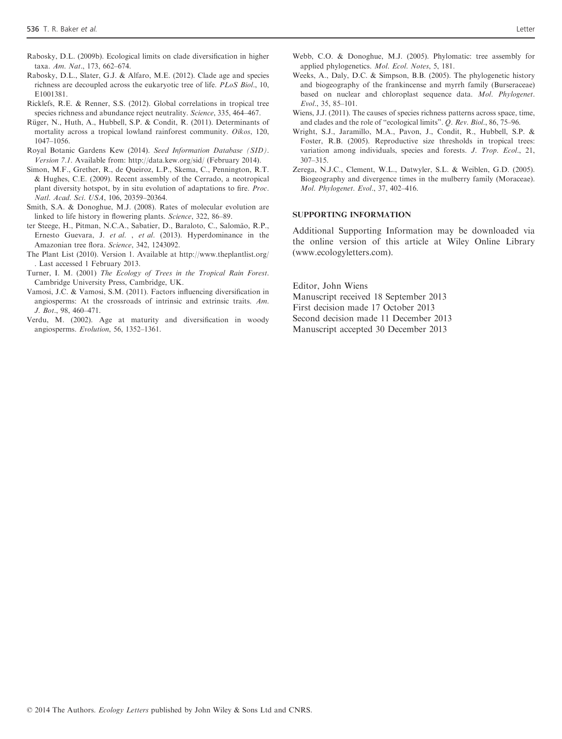Rabosky, D.L. (2009b). Ecological limits on clade diversification in higher taxa. *Am. Nat*., 173, 662–674.

Rabosky, D.L., Slater, G.J. & Alfaro, M.E. (2012). Clade age and species richness are decoupled across the eukaryotic tree of life. *PLoS Biol*., 10, E1001381.

Ricklefs, R.E. & Renner, S.S. (2012). Global correlations in tropical tree species richness and abundance reject neutrality. *Science*, 335, 464–467.

Rüger, N., Huth, A., Hubbell, S.P. & Condit, R. (2011). Determinants of mortality across a tropical lowland rainforest community. *Oikos*, 120, 1047–1056.

Royal Botanic Gardens Kew (2014). *Seed Information Database (SID)*. *Version 7.1*. Available from: http://data.kew.org/sid/ (February 2014).

Simon, M.F., Grether, R., de Queiroz, L.P., Skema, C., Pennington, R.T. & Hughes, C.E. (2009). Recent assembly of the Cerrado, a neotropical plant diversity hotspot, by in situ evolution of adaptations to fire. *Proc. Natl. Acad. Sci. USA*, 106, 20359–20364.

Smith, S.A. & Donoghue, M.J. (2008). Rates of molecular evolution are linked to life history in flowering plants. *Science*, 322, 86–89.

ter Steege, H., Pitman, N.C.A., Sabatier, D., Baraloto, C., Salomão, R.P., Ernesto Guevara, J. *et al*. , *et al*. (2013). Hyperdominance in the Amazonian tree flora. *Science*, 342, 1243092.

The Plant List (2010). Version 1. Available at http://www.theplantlist.org/ . Last accessed 1 February 2013.

Turner, I. M. (2001) *The Ecology of Trees in the Tropical Rain Forest*. Cambridge University Press, Cambridge, UK.

Vamosi, J.C. & Vamosi, S.M. (2011). Factors influencing diversification in angiosperms: At the crossroads of intrinsic and extrinsic traits. *Am. J. Bot*., 98, 460–471.

Verdu, M. (2002). Age at maturity and diversification in woody angiosperms. *Evolution*, 56, 1352–1361.

Webb, C.O. & Donoghue, M.J. (2005). Phylomatic: tree assembly for applied phylogenetics. *Mol. Ecol. Notes*, 5, 181.

Weeks, A., Daly, D.C. & Simpson, B.B. (2005). The phylogenetic history and biogeography of the frankincense and myrrh family (Burseraceae) based on nuclear and chloroplast sequence data. *Mol. Phylogenet. Evol*., 35, 85–101.

Wiens, J.J. (2011). The causes of species richness patterns across space, time, and clades and the role of "ecological limits". *Q. Rev. Biol*., 86, 75–96.

Wright, S.J., Jaramillo, M.A., Pavon, J., Condit, R., Hubbell, S.P. & Foster, R.B. (2005). Reproductive size thresholds in tropical trees: variation among individuals, species and forests. *J. Trop. Ecol*., 21, 307–315.

Zerega, N.J.C., Clement, W.L., Datwyler, S.L. & Weiblen, G.D. (2005). Biogeography and divergence times in the mulberry family (Moraceae). *Mol. Phylogenet. Evol*., 37, 402–416.

## SUPPORTING INFORMATION

Additional Supporting Information may be downloaded via the online version of this article at Wiley Online Library (www.ecologyletters.com).

Editor, John Wiens
Manuscript received 18 September 2013
First decision made 17 October 2013
Second decision made 11 December 2013
Manuscript accepted 30 December 2013

© 2014 The Authors. *Ecology Letters* published by John Wiley & Sons Ltd and CNRS.